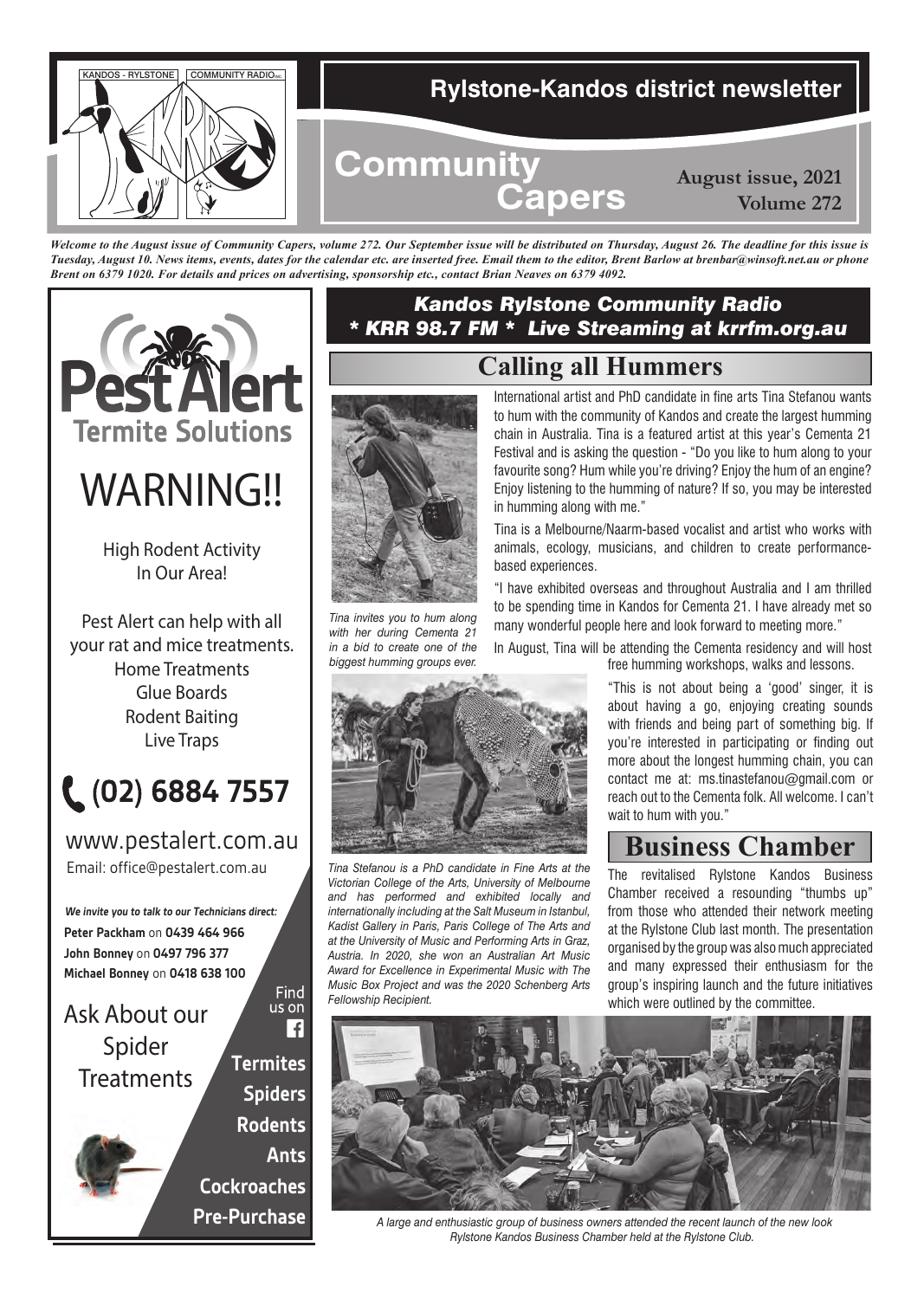# Rylstone-Kandos district newsletter

## Community Capers

**August issue, 2021**
**Volume 272**

*Welcome to the August issue of Community Capers, volume 272. Our September issue will be distributed on Thursday, August 26. The deadline for this issue is Tuesday, August 10. News items, events, dates for the calendar etc. are inserted free. Email them to the editor, Brent Barlow at brenbar@winsoft.net.au or phone Brent on 6379 1020. For details and prices on advertising, sponsorship etc., contact Brian Neaves on 6379 4092.*

***Kandos Rylstone Community Radio***
***\* KRR 98.7 FM \* Live Streaming at krrfm.org.au***

## Calling all Hummers

International artist and PhD candidate in fine arts Tina Stefanou wants to hum with the community of Kandos and create the largest humming chain in Australia. Tina is a featured artist at this year's Cementa 21 Festival and is asking the question - "Do you like to hum along to your favourite song? Hum while you're driving? Enjoy the hum of an engine? Enjoy listening to the humming of nature? If so, you may be interested in humming along with me."

*Tina invites you to hum along with her during Cementa 21 in a bid to create one of the biggest humming groups ever.*

Tina is a Melbourne/Naarm-based vocalist and artist who works with animals, ecology, musicians, and children to create performance-based experiences.

"I have exhibited overseas and throughout Australia and I am thrilled to be spending time in Kandos for Cementa 21. I have already met so many wonderful people here and look forward to meeting more."

In August, Tina will be attending the Cementa residency and will host free humming workshops, walks and lessons.

"This is not about being a 'good' singer, it is about having a go, enjoying creating sounds with friends and being part of something big. If you're interested in participating or finding out more about the longest humming chain, you can contact me at: ms.tinastefanou@gmail.com or reach out to the Cementa folk. All welcome. I can't wait to hum with you."

*Tina Stefanou is a PhD candidate in Fine Arts at the Victorian College of the Arts, University of Melbourne and has performed and exhibited locally and internationally including at the Salt Museum in Istanbul, Kadist Gallery in Paris, Paris College of The Arts and at the University of Music and Performing Arts in Graz, Austria. In 2020, she won an Australian Art Music Award for Excellence in Experimental Music with The Music Box Project and was the 2020 Schenberg Arts Fellowship Recipient.*

## Business Chamber

The revitalised Rylstone Kandos Business Chamber received a resounding "thumbs up" from those who attended their network meeting at the Rylstone Club last month. The presentation organised by the group was also much appreciated and many expressed their enthusiasm for the group's inspiring launch and the future initiatives which were outlined by the committee.

*A large and enthusiastic group of business owners attended the recent launch of the new look Rylstone Kandos Business Chamber held at the Rylstone Club.*

---

**Pest Alert**
**Termite Solutions**

# WARNING!!

High Rodent Activity
In Our Area!

Pest Alert can help with all your rat and mice treatments.
- Home Treatments
- Glue Boards
- Rodent Baiting
- Live Traps

**(02) 6884 7557**

www.pestalert.com.au
Email: office@pestalert.com.au

*We invite you to talk to our Technicians direct:*
**Peter Packham** on **0439 464 966**
**John Bonney** on **0497 796 377**
**Michael Bonney** on **0418 638 100**

Find us on Facebook

Ask About our Spider Treatments

**Termites**
**Spiders**
**Rodents**
**Ants**
**Cockroaches**
**Pre-Purchase**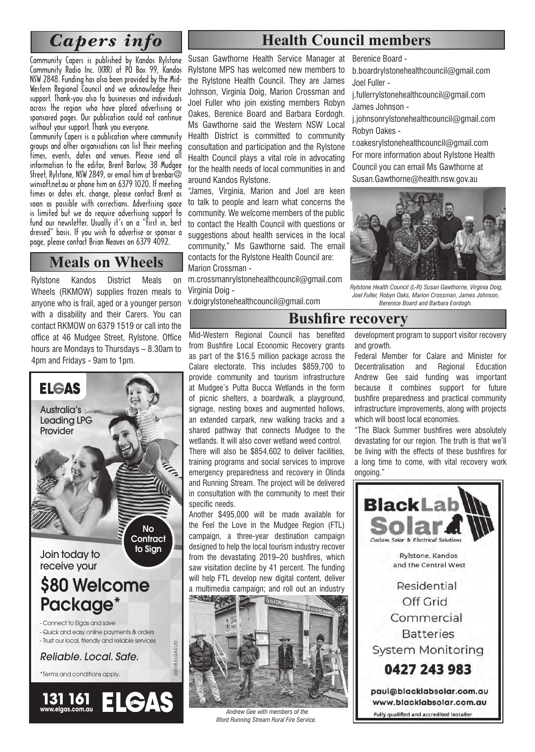## *Capers info*

Community Capers is published by Kandos Rylstone Community Radio Inc. (KRR) at PO Box 99, Kandos NSW 2848. Funding has also been provided by the Mid-Western Regional Council and we acknowledge their support. Thank-you also to businesses and individuals across the region who have placed advertising or sponsored pages. Our publication could not continue without your support. Thank you everyone.

Community Capers is a publication where community groups and other organisations can list their meeting times, events, dates and venues. Please send all information to the editor, Brent Barlow, 38 Mudgee Street, Rylstone, NSW 2849, or email him at brenbar@winsoft.net.au or phone him on 6379 1020. If meeting times or dates etc. change, please contact Brent as soon as possible with corrections. Advertising space is limited but we do require advertising support to fund our newsletter. Usually it's on a "first in, best dressed" basis. If you wish to advertise or sponsor a page, please contact Brian Neaves on 6379 4092.

## Meals on Wheels

Rylstone Kandos District Meals on Wheels (RKMOW) supplies frozen meals to anyone who is frail, aged or a younger person with a disability and their Carers. You can contact RKMOW on 6379 1519 or call into the office at 46 Mudgee Street, Rylstone. Office hours are Mondays to Thursdays – 8.30am to 4pm and Fridays - 9am to 1pm.

**ELGAS**

Australia's Leading LPG Provider

No Contract to Sign

Join today to receive your

**$80 Welcome Package***

- Connect to Elgas and save
- Quick and easy online payments & orders
- Trust our local, friendly and reliable services

*Reliable. Local. Safe.*

*Terms and conditions apply.

©2018 ELGAS LTD.

**131 161** www.elgas.com.au **ELGAS**

## Health Council members

Susan Gawthorne Health Service Manager at Rylstone MPS has welcomed new members to the Rylstone Health Council. They are James Johnson, Virginia Doig, Marion Crossman and Joel Fuller who join existing members Robyn Oakes, Berenice Board and Barbara Eordogh. Ms Gawthorne said the Western NSW Local Health District is committed to community consultation and participation and the Rylstone Health Council plays a vital role in advocating for the health needs of local communities in and around Kandos Rylstone.

"James, Virginia, Marion and Joel are keen to talk to people and learn what concerns the community. We welcome members of the public to contact the Health Council with questions or suggestions about health services in the local community," Ms Gawthorne said. The email contacts for the Rylstone Health Council are:

Marion Crossman - m.crossmanrylstonehealthcouncil@gmail.com

Virginia Doig - v.doigrylstonehealthcouncil@gmail.com

Berenice Board - b.boardrylstonehealthcouncil@gmail.com

Joel Fuller - j.fullerrylstonehealthcouncil@gmail.com

James Johnson - j.johnsonrylstonehealthcouncil@gmail.com

Robyn Oakes - r.oakesrylstonehealthcouncil@gmail.com

For more information about Rylstone Health Council you can email Ms Gawthorne at Susan.Gawthorne@health.nsw.gov.au

*Rylstone Health Council (L-R) Susan Gawthorne, Virginia Doig, Joel Fuller, Robyn Oaks, Marion Crossman, James Johnson, Berenice Board and Barbara Eordogh.*

## Bushfire recovery

Mid-Western Regional Council has benefited from Bushfire Local Economic Recovery grants as part of the $16.5 million package across the Calare electorate. This includes $859,700 to provide community and tourism infrastructure at Mudgee's Putta Bucca Wetlands in the form of picnic shelters, a boardwalk, a playground, signage, nesting boxes and augmented hollows, an extended carpark, new walking tracks and a shared pathway that connects Mudgee to the wetlands. It will also cover wetland weed control.

There will also be $854,602 to deliver facilities, training programs and social services to improve emergency preparedness and recovery in Olinda and Running Stream. The project will be delivered in consultation with the community to meet their specific needs.

Another $495,000 will be made available for the Feel the Love in the Mudgee Region (FTL) campaign, a three-year destination campaign designed to help the local tourism industry recover from the devastating 2019–20 bushfires, which saw visitation decline by 41 percent. The funding will help FTL develop new digital content, deliver a multimedia campaign; and roll out an industry development program to support visitor recovery and growth.

*Andrew Gee with members of the Ilford Running Stream Rural Fire Service.*

Federal Member for Calare and Minister for Decentralisation and Regional Education Andrew Gee said funding was important because it combines support for future bushfire preparedness and practical community infrastructure improvements, along with projects which will boost local economies.

"The Black Summer bushfires were absolutely devastating for our region. The truth is that we'll be living with the effects of these bushfires for a long time to come, with vital recovery work ongoing."

**BlackLab Solar**

Custom Solar & Electrical Solutions

Rylstone, Kandos and the Central West

Residential
Off Grid
Commercial
Batteries
System Monitoring

**0427 243 983**

paul@blacklabsolar.com.au
www.blacklabsolar.com.au

Fully qualified and accredited installer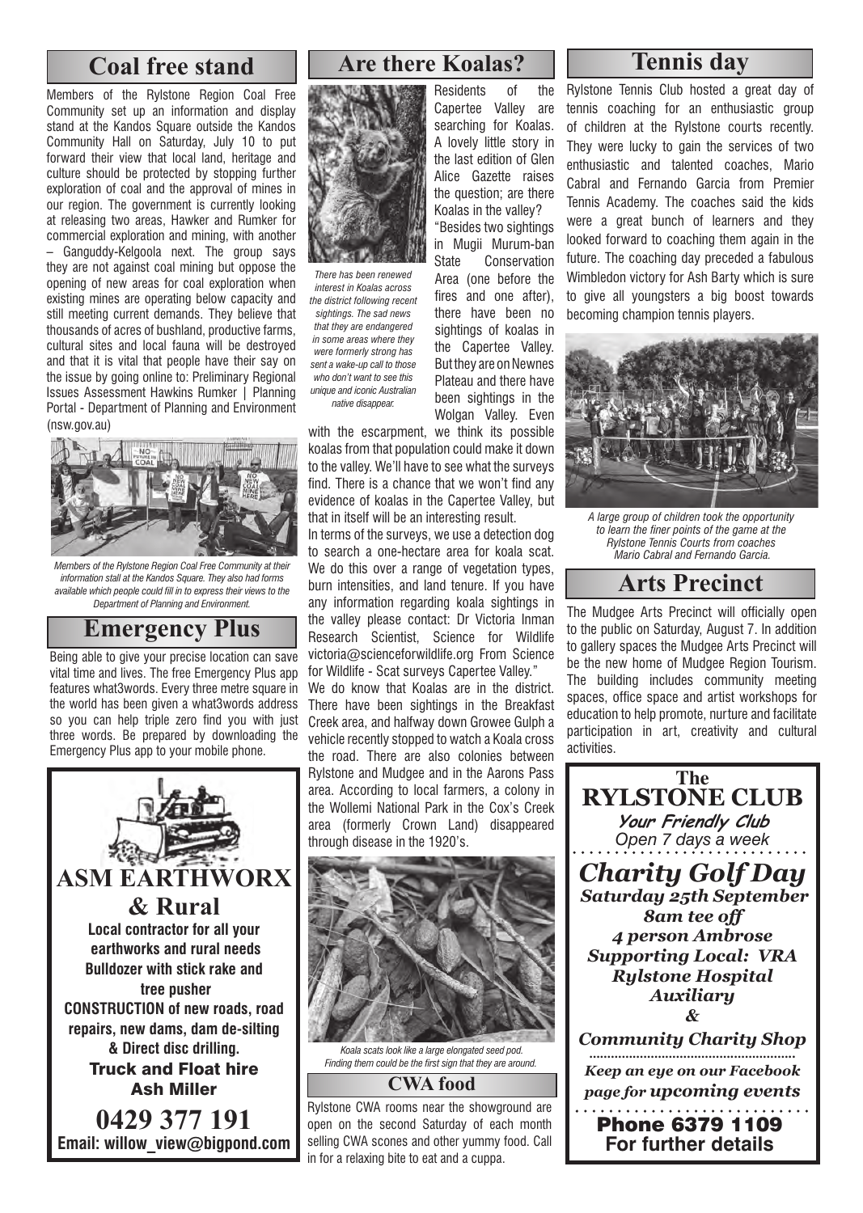## Coal free stand

Members of the Rylstone Region Coal Free Community set up an information and display stand at the Kandos Square outside the Kandos Community Hall on Saturday, July 10 to put forward their view that local land, heritage and culture should be protected by stopping further exploration of coal and the approval of mines in our region. The government is currently looking at releasing two areas, Hawker and Rumker for commercial exploration and mining, with another – Ganguddy-Kelgoola next. The group says they are not against coal mining but oppose the opening of new areas for coal exploration when existing mines are operating below capacity and still meeting current demands. They believe that thousands of acres of bushland, productive farms, cultural sites and local fauna will be destroyed and that it is vital that people have their say on the issue by going online to: Preliminary Regional Issues Assessment Hawkins Rumker | Planning Portal - Department of Planning and Environment (nsw.gov.au)

*Members of the Rylstone Region Coal Free Community at their information stall at the Kandos Square. They also had forms available which people could fill in to express their views to the Department of Planning and Environment.*

## Emergency Plus

Being able to give your precise location can save vital time and lives. The free Emergency Plus app features what3words. Every three metre square in the world has been given a what3words address so you can help triple zero find you with just three words. Be prepared by downloading the Emergency Plus app to your mobile phone.

**ASM EARTHWORX & Rural**

**Local contractor for all your earthworks and rural needs**
**Bulldozer with stick rake and tree pusher**
**CONSTRUCTION of new roads, road repairs, new dams, dam de-silting & Direct disc drilling.**
**Truck and Float hire**
**Ash Miller**

**0429 377 191**
**Email: willow_view@bigpond.com**

## Are there Koalas?

*There has been renewed interest in Koalas across the district following recent sightings. The sad news that they are endangered in some areas where they were formerly strong has sent a wake-up call to those who don't want to see this unique and iconic Australian native disappear.*

Residents of the Capertee Valley are searching for Koalas. A lovely little story in the last edition of Glen Alice Gazette raises the question; are there Koalas in the valley?

"Besides two sightings in Mugii Murum-ban State Conservation Area (one before the fires and one after), there have been no sightings of koalas in the Capertee Valley. But they are on Newnes Plateau and there have been sightings in the Wolgan Valley. Even with the escarpment, we think its possible koalas from that population could make it down to the valley. We'll have to see what the surveys find. There is a chance that we won't find any evidence of koalas in the Capertee Valley, but that in itself will be an interesting result.

In terms of the surveys, we use a detection dog to search a one-hectare area for koala scat. We do this over a range of vegetation types, burn intensities, and land tenure. If you have any information regarding koala sightings in the valley please contact: Dr Victoria Inman Research Scientist, Science for Wildlife victoria@scienceforwildlife.org From Science for Wildlife - Scat surveys Capertee Valley."

We do know that Koalas are in the district. There have been sightings in the Breakfast Creek area, and halfway down Growee Gulph a vehicle recently stopped to watch a Koala cross the road. There are also colonies between Rylstone and Mudgee and in the Aarons Pass area. According to local farmers, a colony in the Wollemi National Park in the Cox's Creek area (formerly Crown Land) disappeared through disease in the 1920's.

*Koala scats look like a large elongated seed pod. Finding them could be the first sign that they are around.*

### CWA food

Rylstone CWA rooms near the showground are open on the second Saturday of each month selling CWA scones and other yummy food. Call in for a relaxing bite to eat and a cuppa.

## Tennis day

Rylstone Tennis Club hosted a great day of tennis coaching for an enthusiastic group of children at the Rylstone courts recently. They were lucky to gain the services of two enthusiastic and talented coaches, Mario Cabral and Fernando Garcia from Premier Tennis Academy. The coaches said the kids were a great bunch of learners and they looked forward to coaching them again in the future. The coaching day preceded a fabulous Wimbledon victory for Ash Barty which is sure to give all youngsters a big boost towards becoming champion tennis players.

*A large group of children took the opportunity to learn the finer points of the game at the Rylstone Tennis Courts from coaches Mario Cabral and Fernando Garcia.*

## Arts Precinct

The Mudgee Arts Precinct will officially open to the public on Saturday, August 7. In addition to gallery spaces the Mudgee Arts Precinct will be the new home of Mudgee Region Tourism. The building includes community meeting spaces, office space and artist workshops for education to help promote, nurture and facilitate participation in art, creativity and cultural activities.

**The RYLSTONE CLUB**
***Your Friendly Club***
*Open 7 days a week*

***Charity Golf Day***
***Saturday 25th September***
***8am tee off***
***4 person Ambrose***
***Supporting Local: VRA Rylstone Hospital Auxiliary & Community Charity Shop***

***Keep an eye on our Facebook page for upcoming events***

**Phone 6379 1109**
**For further details**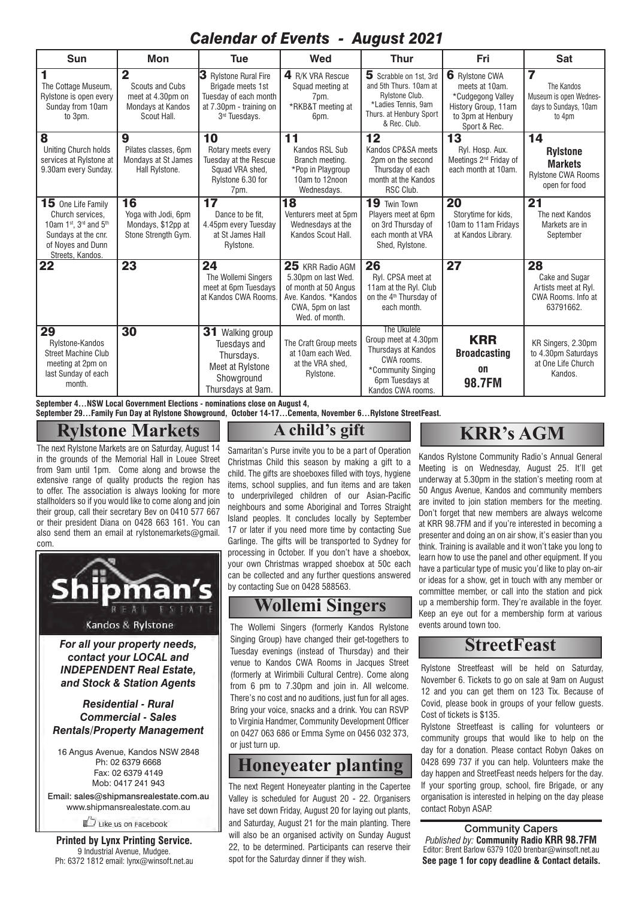## *Calendar of Events - August 2021*

| Sun | Mon | Tue | Wed | Thur | Fri | Sat |
|---|---|---|---|---|---|---|
| **1** The Cottage Museum, Rylstone is open every Sunday from 10am to 3pm. | **2** Scouts and Cubs meet at 4.30pm on Mondays at Kandos Scout Hall. | **3** Rylstone Rural Fire Brigade meets 1st Tuesday of each month at 7.30pm - training on 3rd Tuesdays. | **4** R/K VRA Rescue Squad meeting at 7pm. *RKB&T meeting at 6pm. | **5** Scrabble on 1st, 3rd and 5th Thurs. 10am at Rylstone Club. *Ladies Tennis, 9am Thurs. at Henbury Sport & Rec. Club. | **6** Rylstone CWA meets at 10am. *Cudgegong Valley History Group, 11am to 3pm at Henbury Sport & Rec. | **7** The Kandos Museum is open Wednesdays to Sundays, 10am to 4pm |
| **8** Uniting Church holds services at Rylstone at 9.30am every Sunday. | **9** Pilates classes, 6pm Mondays at St James Hall Rylstone. | **10** Rotary meets every Tuesday at the Rescue Squad VRA shed, Rylstone 6.30 for 7pm. | **11** Kandos RSL Sub Branch meeting. *Pop in Playgroup 10am to 12noon Wednesdays. | **12** Kandos CP&SA meets 2pm on the second Thursday of each month at the Kandos RSC Club. | **13** Ryl. Hosp. Aux. Meetings 2nd Friday of each month at 10am. | **14** **Rylstone Markets** Rylstone CWA Rooms open for food |
| **15** One Life Family Church services, 10am 1st, 3rd and 5th Sundays at the cnr. of Noyes and Dunn Streets, Kandos. | **16** Yoga with Jodi, 6pm Mondays, $12pp at Stone Strength Gym. | **17** Dance to be fit, 4.45pm every Tuesday at St James Hall Rylstone. | **18** Venturers meet at 5pm Wednesdays at the Kandos Scout Hall. | **19** Twin Town Players meet at 6pm on 3rd Thursday of each month at VRA Shed, Rylstone. | **20** Storytime for kids, 10am to 11am Fridays at Kandos Library. | **21** The next Kandos Markets are in September |
| **22** | **23** | **24** The Wollemi Singers meet at 6pm Tuesdays at Kandos CWA Rooms. | **25** KRR Radio AGM 5.30pm on last Wed. of month at 50 Angus Ave. Kandos. *Kandos CWA, 5pm on last Wed. of month. | **26** Ryl. CPSA meet at 11am at the Ryl. Club on the 4th Thursday of each month. | **27** | **28** Cake and Sugar Artists meet at Ryl. CWA Rooms. Info at 63791662. |
| **29** Rylstone-Kandos Street Machine Club meeting at 2pm on last Sunday of each month. | **30** | **31** Walking group Tuesdays and Thursdays. Meet at Rylstone Showground Thursdays at 9am. | The Craft Group meets at 10am each Wed. at the VRA shed, Rylstone. | The Ukulele Group meet at 4.30pm Thursdays at Kandos CWA rooms. *Community Singing 6pm Tuesdays at Kandos CWA rooms. | **KRR Broadcasting on 98.7FM** | KR Singers, 2.30pm to 4.30pm Saturdays at One Life Church Kandos. |

**September 4…NSW Local Government Elections - nominations close on August 4,**
**September 29…Family Fun Day at Rylstone Showground, October 14-17…Cementa, November 6…Rylstone StreetFeast.**

## Rylstone Markets

The next Rylstone Markets are on Saturday, August 14 in the grounds of the Memorial Hall in Louee Street from 9am until 1pm. Come along and browse the extensive range of quality products the region has to offer. The association is always looking for more stallholders so if you would like to come along and join their group, call their secretary Bev on 0410 577 667 or their president Diana on 0428 663 161. You can also send them an email at rylstonemarkets@gmail.com.

**Shipman's**
REAL ESTATE
Kandos & Rylstone

***For all your property needs, contact your LOCAL and INDEPENDENT Real Estate, and Stock & Station Agents***

***Residential - Rural***
***Commercial - Sales***
***Rentals/Property Management***

16 Angus Avenue, Kandos NSW 2848
Ph: 02 6379 6668
Fax: 02 6379 4149
Mob: 0417 241 943

Email: sales@shipmansrealestate.com.au
www.shipmansrealestate.com.au

Like us on Facebook

**Printed by Lynx Printing Service.**
9 Industrial Avenue, Mudgee.
Ph: 6372 1812 email: lynx@winsoft.net.au

## A child's gift

Samaritan's Purse invite you to be a part of Operation Christmas Child this season by making a gift to a child. The gifts are shoeboxes filled with toys, hygiene items, school supplies, and fun items and are taken to underprivileged children of our Asian-Pacific neighbours and some Aboriginal and Torres Straight Island peoples. It concludes locally by September 17 or later if you need more time by contacting Sue Garlinge. The gifts will be transported to Sydney for processing in October. If you don't have a shoebox, your own Christmas wrapped shoebox at 50c each can be collected and any further questions answered by contacting Sue on 0428 588563.

## Wollemi Singers

The Wollemi Singers (formerly Kandos Rylstone Singing Group) have changed their get-togethers to Tuesday evenings (instead of Thursday) and their venue to Kandos CWA Rooms in Jacques Street (formerly at Wirimbili Cultural Centre). Come along from 6 pm to 7.30pm and join in. All welcome. There's no cost and no auditions, just fun for all ages. Bring your voice, snacks and a drink. You can RSVP to Virginia Handmer, Community Development Officer on 0427 063 686 or Emma Syme on 0456 032 373, or just turn up.

## Honeyeater planting

The next Regent Honeyeater planting in the Capertee Valley is scheduled for August 20 - 22. Organisers have set down Friday, August 20 for laying out plants, and Saturday, August 21 for the main planting. There will also be an organised activity on Sunday August 22, to be determined. Participants can reserve their spot for the Saturday dinner if they wish.

## KRR's AGM

Kandos Rylstone Community Radio's Annual General Meeting is on Wednesday, August 25. It'll get underway at 5.30pm in the station's meeting room at 50 Angus Avenue, Kandos and community members are invited to join station members for the meeting. Don't forget that new members are always welcome at KRR 98.7FM and if you're interested in becoming a presenter and doing an on air show, it's easier than you think. Training is available and it won't take you long to learn how to use the panel and other equipment. If you have a particular type of music you'd like to play on-air or ideas for a show, get in touch with any member or committee member, or call into the station and pick up a membership form. They're available in the foyer. Keep an eye out for a membership form at various events around town too.

## StreetFeast

Rylstone Streetfeast will be held on Saturday, November 6. Tickets to go on sale at 9am on August 12 and you can get them on 123 Tix. Because of Covid, please book in groups of your fellow guests. Cost of tickets is $135.

Rylstone Streetfeast is calling for volunteers or community groups that would like to help on the day for a donation. Please contact Robyn Oakes on 0428 699 737 if you can help. Volunteers make the day happen and StreetFeast needs helpers for the day. If your sporting group, school, fire Brigade, or any organisation is interested in helping on the day please contact Robyn ASAP.

Community Capers
*Published by:* **Community Radio KRR 98.7FM**
Editor: Brent Barlow 6379 1020 brenbar@winsoft.net.au
**See page 1 for copy deadline & Contact details.**